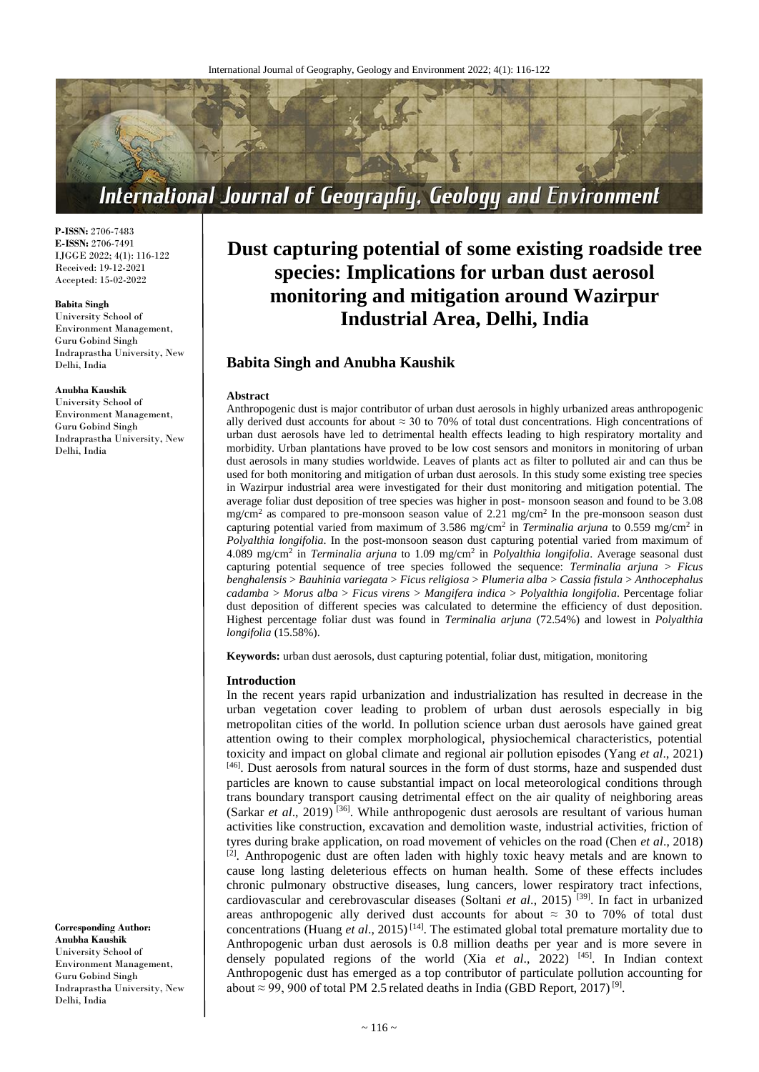**P-ISSN:** 2706-7483
**E-ISSN:** 2706-7491
IJGGE 2022; 4(1): 116-122
Received: 19-12-2021
Accepted: 15-02-2022

**Babita Singh**
University School of Environment Management, Guru Gobind Singh Indraprastha University, New Delhi, India

**Anubha Kaushik**
University School of Environment Management, Guru Gobind Singh Indraprastha University, New Delhi, India

**Corresponding Author:**
**Anubha Kaushik**
University School of Environment Management, Guru Gobind Singh Indraprastha University, New Delhi, India

# Dust capturing potential of some existing roadside tree species: Implications for urban dust aerosol monitoring and mitigation around Wazirpur Industrial Area, Delhi, India

## Babita Singh and Anubha Kaushik

### Abstract

Anthropogenic dust is major contributor of urban dust aerosols in highly urbanized areas anthropogenic ally derived dust accounts for about ≈ 30 to 70% of total dust concentrations. High concentrations of urban dust aerosols have led to detrimental health effects leading to high respiratory mortality and morbidity. Urban plantations have proved to be low cost sensors and monitors in monitoring of urban dust aerosols in many studies worldwide. Leaves of plants act as filter to polluted air and can thus be used for both monitoring and mitigation of urban dust aerosols. In this study some existing tree species in Wazirpur industrial area were investigated for their dust monitoring and mitigation potential. The average foliar dust deposition of tree species was higher in post- monsoon season and found to be 3.08 $mg/cm^2$ as compared to pre-monsoon season value of 2.21 $mg/cm^2$ In the pre-monsoon season dust capturing potential varied from maximum of 3.586 $mg/cm^2$ in *Terminalia arjuna* to 0.559 $mg/cm^2$ in *Polyalthia longifolia*. In the post-monsoon season dust capturing potential varied from maximum of 4.089 $mg/cm^2$ in *Terminalia arjuna* to 1.09 $mg/cm^2$ in *Polyalthia longifolia*. Average seasonal dust capturing potential sequence of tree species followed the sequence: *Terminalia arjuna* > *Ficus benghalensis* > *Bauhinia variegata* > *Ficus religiosa* > *Plumeria alba* > *Cassia fistula* > *Anthocephalus cadamba* > *Morus alba* > *Ficus virens* > *Mangifera indica* > *Polyalthia longifolia*. Percentage foliar dust deposition of different species was calculated to determine the efficiency of dust deposition. Highest percentage foliar dust was found in *Terminalia arjuna* (72.54%) and lowest in *Polyalthia longifolia* (15.58%).

**Keywords:** urban dust aerosols, dust capturing potential, foliar dust, mitigation, monitoring

### Introduction

In the recent years rapid urbanization and industrialization has resulted in decrease in the urban vegetation cover leading to problem of urban dust aerosols especially in big metropolitan cities of the world. In pollution science urban dust aerosols have gained great attention owing to their complex morphological, physiochemical characteristics, potential toxicity and impact on global climate and regional air pollution episodes (Yang *et al*., 2021) [46]. Dust aerosols from natural sources in the form of dust storms, haze and suspended dust particles are known to cause substantial impact on local meteorological conditions through trans boundary transport causing detrimental effect on the air quality of neighboring areas (Sarkar *et al*., 2019) [36]. While anthropogenic dust aerosols are resultant of various human activities like construction, excavation and demolition waste, industrial activities, friction of tyres during brake application, on road movement of vehicles on the road (Chen *et al*., 2018) [2]. Anthropogenic dust are often laden with highly toxic heavy metals and are known to cause long lasting deleterious effects on human health. Some of these effects includes chronic pulmonary obstructive diseases, lung cancers, lower respiratory tract infections, cardiovascular and cerebrovascular diseases (Soltani *et al*., 2015) [39]. In fact in urbanized areas anthropogenic ally derived dust accounts for about ≈ 30 to 70% of total dust concentrations (Huang *et al*., 2015) [14]. The estimated global total premature mortality due to Anthropogenic urban dust aerosols is 0.8 million deaths per year and is more severe in densely populated regions of the world (Xia *et al*., 2022) [45]. In Indian context Anthropogenic dust has emerged as a top contributor of particulate pollution accounting for about ≈ 99, 900 of total PM 2.5 related deaths in India (GBD Report, 2017) [9].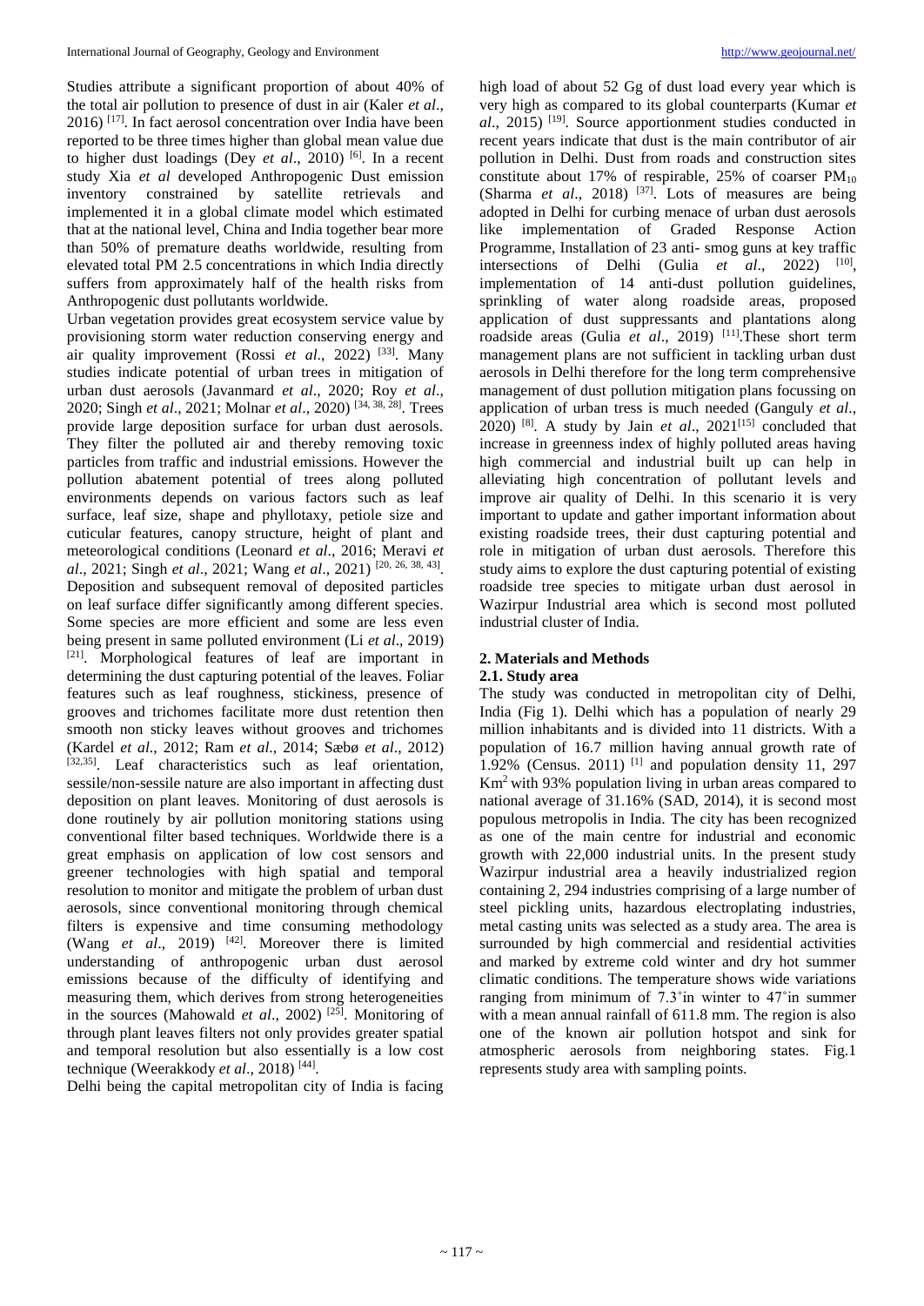Studies attribute a significant proportion of about 40% of the total air pollution to presence of dust in air (Kaler *et al*., 2016) [17]. In fact aerosol concentration over India have been reported to be three times higher than global mean value due to higher dust loadings (Dey *et al*., 2010) [6]. In a recent study Xia *et al* developed Anthropogenic Dust emission inventory constrained by satellite retrievals and implemented it in a global climate model which estimated that at the national level, China and India together bear more than 50% of premature deaths worldwide, resulting from elevated total PM 2.5 concentrations in which India directly suffers from approximately half of the health risks from Anthropogenic dust pollutants worldwide.

Urban vegetation provides great ecosystem service value by provisioning storm water reduction conserving energy and air quality improvement (Rossi *et al*., 2022) [33]. Many studies indicate potential of urban trees in mitigation of urban dust aerosols (Javanmard *et al*., 2020; Roy *et al*., 2020; Singh *et al*., 2021; Molnar *et al*., 2020) [34, 38, 28]. Trees provide large deposition surface for urban dust aerosols. They filter the polluted air and thereby removing toxic particles from traffic and industrial emissions. However the pollution abatement potential of trees along polluted environments depends on various factors such as leaf surface, leaf size, shape and phyllotaxy, petiole size and cuticular features, canopy structure, height of plant and meteorological conditions (Leonard *et al*., 2016; Meravi *et al*., 2021; Singh *et al*., 2021; Wang *et al*., 2021) [20, 26, 38, 43]. Deposition and subsequent removal of deposited particles on leaf surface differ significantly among different species. Some species are more efficient and some are less even being present in same polluted environment (Li *et al*., 2019) [21]. Morphological features of leaf are important in determining the dust capturing potential of the leaves. Foliar features such as leaf roughness, stickiness, presence of grooves and trichomes facilitate more dust retention then smooth non sticky leaves without grooves and trichomes (Kardel *et al*., 2012; Ram *et al*., 2014; Sæbø *et al*., 2012) [32,35]. Leaf characteristics such as leaf orientation, sessile/non-sessile nature are also important in affecting dust deposition on plant leaves. Monitoring of dust aerosols is done routinely by air pollution monitoring stations using conventional filter based techniques. Worldwide there is a great emphasis on application of low cost sensors and greener technologies with high spatial and temporal resolution to monitor and mitigate the problem of urban dust aerosols, since conventional monitoring through chemical filters is expensive and time consuming methodology (Wang *et al*., 2019) [42]. Moreover there is limited understanding of anthropogenic urban dust aerosol emissions because of the difficulty of identifying and measuring them, which derives from strong heterogeneities in the sources (Mahowald *et al*., 2002) [25]. Monitoring of through plant leaves filters not only provides greater spatial and temporal resolution but also essentially is a low cost technique (Weerakkody *et al*., 2018) [44].

Delhi being the capital metropolitan city of India is facing high load of about 52 Gg of dust load every year which is very high as compared to its global counterparts (Kumar *et al*., 2015) [19]. Source apportionment studies conducted in recent years indicate that dust is the main contributor of air pollution in Delhi. Dust from roads and construction sites constitute about 17% of respirable, 25% of coarser $PM_{10}$ (Sharma *et al*., 2018) [37]. Lots of measures are being adopted in Delhi for curbing menace of urban dust aerosols like implementation of Graded Response Action Programme, Installation of 23 anti- smog guns at key traffic intersections of Delhi (Gulia *et al*., 2022) [10], implementation of 14 anti-dust pollution guidelines, sprinkling of water along roadside areas, proposed application of dust suppressants and plantations along roadside areas (Gulia *et al*., 2019) [11].These short term management plans are not sufficient in tackling urban dust aerosols in Delhi therefore for the long term comprehensive management of dust pollution mitigation plans focussing on application of urban tress is much needed (Ganguly *et al*., 2020) [8]. A study by Jain *et al*., 2021[15] concluded that increase in greenness index of highly polluted areas having high commercial and industrial built up can help in alleviating high concentration of pollutant levels and improve air quality of Delhi. In this scenario it is very important to update and gather important information about existing roadside trees, their dust capturing potential and role in mitigation of urban dust aerosols. Therefore this study aims to explore the dust capturing potential of existing roadside tree species to mitigate urban dust aerosol in Wazirpur Industrial area which is second most polluted industrial cluster of India.

## 2. Materials and Methods

### 2.1. Study area

The study was conducted in metropolitan city of Delhi, India (Fig 1). Delhi which has a population of nearly 29 million inhabitants and is divided into 11 districts. With a population of 16.7 million having annual growth rate of 1.92% (Census. 2011) [1] and population density 11, 297 $Km^2$ with 93% population living in urban areas compared to national average of 31.16% (SAD, 2014), it is second most populous metropolis in India. The city has been recognized as one of the main centre for industrial and economic growth with 22,000 industrial units. In the present study Wazirpur industrial area a heavily industrialized region containing 2, 294 industries comprising of a large number of steel pickling units, hazardous electroplating industries, metal casting units was selected as a study area. The area is surrounded by high commercial and residential activities and marked by extreme cold winter and dry hot summer climatic conditions. The temperature shows wide variations ranging from minimum of 7.3˚in winter to 47˚in summer with a mean annual rainfall of 611.8 mm. The region is also one of the known air pollution hotspot and sink for atmospheric aerosols from neighboring states. Fig.1 represents study area with sampling points.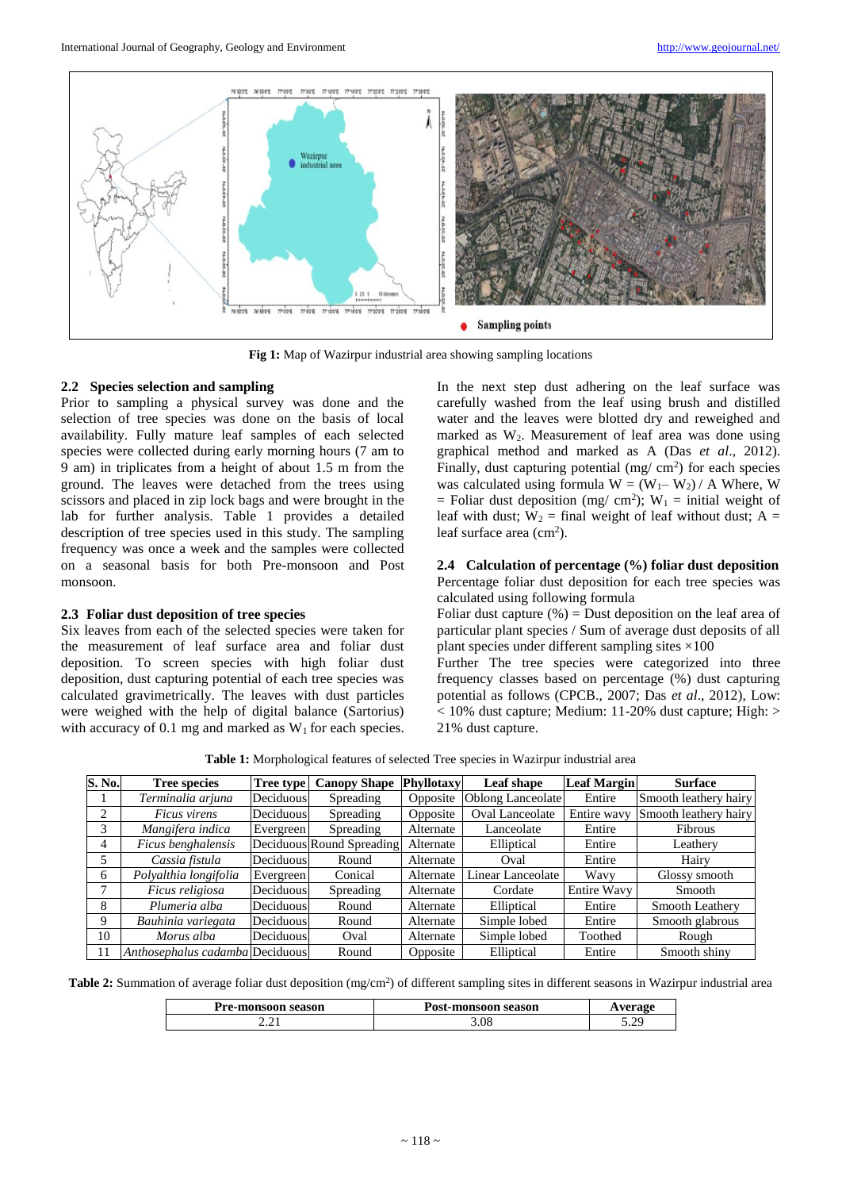Fig 1: Map of Wazirpur industrial area showing sampling locations

### 2.2 Species selection and sampling

Prior to sampling a physical survey was done and the selection of tree species was done on the basis of local availability. Fully mature leaf samples of each selected species were collected during early morning hours (7 am to 9 am) in triplicates from a height of about 1.5 m from the ground. The leaves were detached from the trees using scissors and placed in zip lock bags and were brought in the lab for further analysis. Table 1 provides a detailed description of tree species used in this study. The sampling frequency was once a week and the samples were collected on a seasonal basis for both Pre-monsoon and Post monsoon.

### 2.3 Foliar dust deposition of tree species

Six leaves from each of the selected species were taken for the measurement of leaf surface area and foliar dust deposition. To screen species with high foliar dust deposition, dust capturing potential of each tree species was calculated gravimetrically. The leaves with dust particles were weighed with the help of digital balance (Sartorius) with accuracy of 0.1 mg and marked as $W_1$ for each species. In the next step dust adhering on the leaf surface was carefully washed from the leaf using brush and distilled water and the leaves were blotted dry and reweighed and marked as $W_2$. Measurement of leaf area was done using graphical method and marked as A (Das *et al*., 2012). Finally, dust capturing potential (mg/ $cm^2$) for each species was calculated using formula $W = (W_1 - W_2) / A$ Where, W = Foliar dust deposition (mg/ $cm^2$); $W_1$ = initial weight of leaf with dust; $W_2$ = final weight of leaf without dust; A = leaf surface area ($cm^2$).

### 2.4 Calculation of percentage (%) foliar dust deposition

Percentage foliar dust deposition for each tree species was calculated using following formula

Foliar dust capture (%) = Dust deposition on the leaf area of particular plant species / Sum of average dust deposits of all plant species under different sampling sites ×100

Further The tree species were categorized into three frequency classes based on percentage (%) dust capturing potential as follows (CPCB., 2007; Das *et al*., 2012), Low: < 10% dust capture; Medium: 11-20% dust capture; High: > 21% dust capture.

**Table 1:** Morphological features of selected Tree species in Wazirpur industrial area

| S. No. | Tree species | Tree type | Canopy Shape | Phyllotaxy | Leaf shape | Leaf Margin | Surface |
|---|---|---|---|---|---|---|---|
| 1 | *Terminalia arjuna* | Deciduous | Spreading | Opposite | Oblong Lanceolate | Entire | Smooth leathery hairy |
| 2 | *Ficus virens* | Deciduous | Spreading | Opposite | Oval Lanceolate | Entire wavy | Smooth leathery hairy |
| 3 | *Mangifera indica* | Evergreen | Spreading | Alternate | Lanceolate | Entire | Fibrous |
| 4 | *Ficus benghalensis* | Deciduous | Round Spreading | Alternate | Elliptical | Entire | Leathery |
| 5 | *Cassia fistula* | Deciduous | Round | Alternate | Oval | Entire | Hairy |
| 6 | *Polyalthia longifolia* | Evergreen | Conical | Alternate | Linear Lanceolate | Wavy | Glossy smooth |
| 7 | *Ficus religiosa* | Deciduous | Spreading | Alternate | Cordate | Entire Wavy | Smooth |
| 8 | *Plumeria alba* | Deciduous | Round | Alternate | Elliptical | Entire | Smooth Leathery |
| 9 | *Bauhinia variegata* | Deciduous | Round | Alternate | Simple lobed | Entire | Smooth glabrous |
| 10 | *Morus alba* | Deciduous | Oval | Alternate | Simple lobed | Toothed | Rough |
| 11 | *Anthosephalus cadamba* | Deciduous | Round | Opposite | Elliptical | Entire | Smooth shiny |

**Table 2:** Summation of average foliar dust deposition (mg/$cm^2$) of different sampling sites in different seasons in Wazirpur industrial area

| Pre-monsoon season | Post-monsoon season | Average |
|---|---|---|
| 2.21 | 3.08 | 5.29 |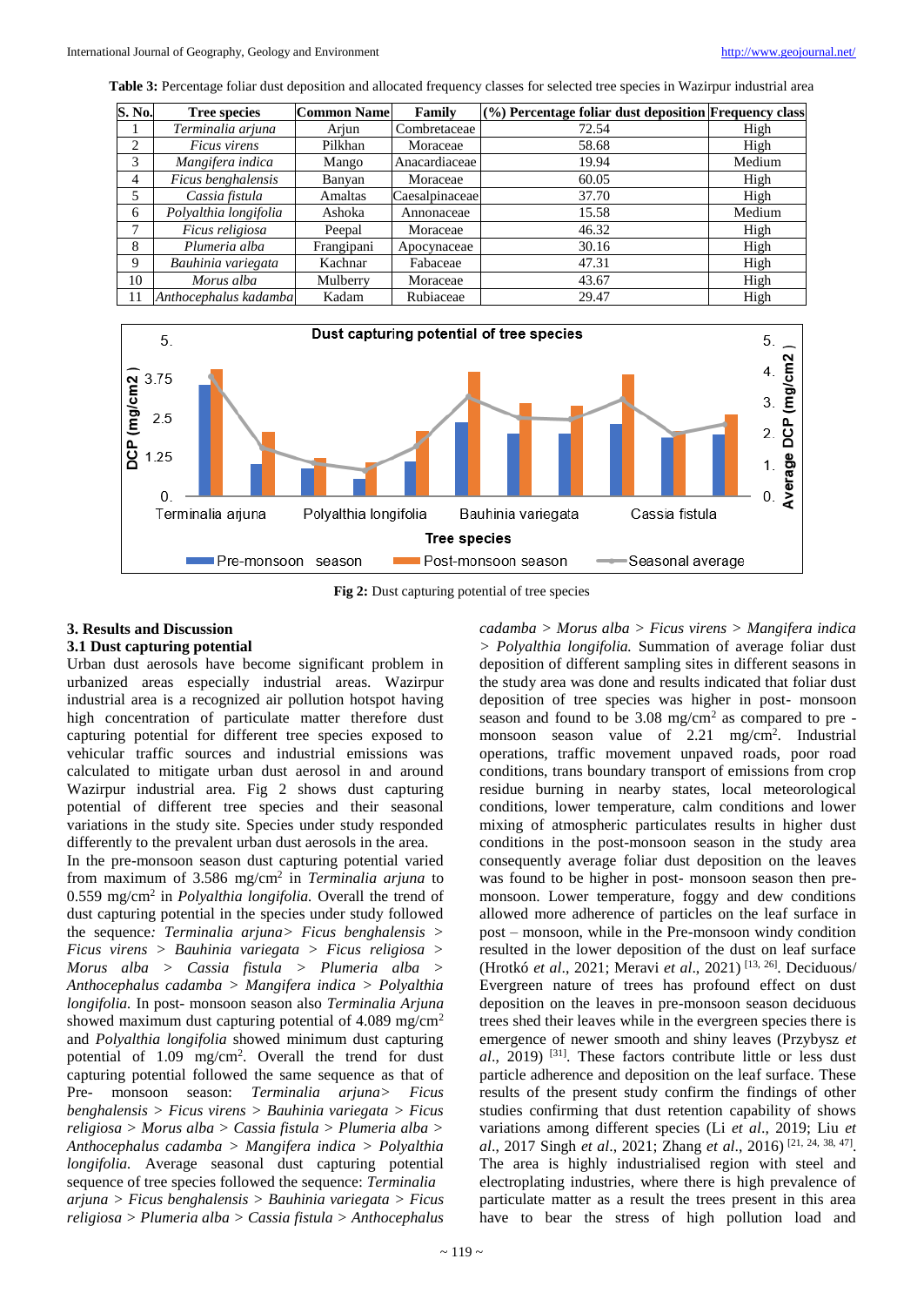**Table 3:** Percentage foliar dust deposition and allocated frequency classes for selected tree species in Wazirpur industrial area

| S. No. | Tree species | Common Name | Family | (%) Percentage foliar dust deposition | Frequency class |
|---|---|---|---|---|---|
| 1 | *Terminalia arjuna* | Arjun | Combretaceae | 72.54 | High |
| 2 | *Ficus virens* | Pilkhan | Moraceae | 58.68 | High |
| 3 | *Mangifera indica* | Mango | Anacardiaceae | 19.94 | Medium |
| 4 | *Ficus benghalensis* | Banyan | Moraceae | 60.05 | High |
| 5 | *Cassia fistula* | Amaltas | Caesalpinaceae | 37.70 | High |
| 6 | *Polyalthia longifolia* | Ashoka | Annonaceae | 15.58 | Medium |
| 7 | *Ficus religiosa* | Peepal | Moraceae | 46.32 | High |
| 8 | *Plumeria alba* | Frangipani | Apocynaceae | 30.16 | High |
| 9 | *Bauhinia variegata* | Kachnar | Fabaceae | 47.31 | High |
| 10 | *Morus alba* | Mulberry | Moraceae | 43.67 | High |
| 11 | *Anthocephalus kadamba* | Kadam | Rubiaceae | 29.47 | High |

**Fig 2:** Dust capturing potential of tree species

## 3. Results and Discussion

### 3.1 Dust capturing potential

Urban dust aerosols have become significant problem in urbanized areas especially industrial areas. Wazirpur industrial area is a recognized air pollution hotspot having high concentration of particulate matter therefore dust capturing potential for different tree species exposed to vehicular traffic sources and industrial emissions was calculated to mitigate urban dust aerosol in and around Wazirpur industrial area. Fig 2 shows dust capturing potential of different tree species and their seasonal variations in the study site. Species under study responded differently to the prevalent urban dust aerosols in the area.

In the pre-monsoon season dust capturing potential varied from maximum of 3.586 mg/cm$^2$ in *Terminalia arjuna* to 0.559 mg/cm$^2$ in *Polyalthia longifolia.* Overall the trend of dust capturing potential in the species under study followed the sequence*: Terminalia arjuna> Ficus benghalensis > Ficus virens > Bauhinia variegata > Ficus religiosa > Morus alba > Cassia fistula > Plumeria alba > Anthocephalus cadamba > Mangifera indica > Polyalthia longifolia.* In post- monsoon season also *Terminalia Arjuna* showed maximum dust capturing potential of 4.089 mg/cm$^2$ and *Polyalthia longifolia* showed minimum dust capturing potential of 1.09 mg/cm$^2$. Overall the trend for dust capturing potential followed the same sequence as that of Pre- monsoon season: *Terminalia arjuna> Ficus benghalensis > Ficus virens > Bauhinia variegata > Ficus religiosa > Morus alba > Cassia fistula > Plumeria alba > Anthocephalus cadamba > Mangifera indica > Polyalthia longifolia.* Average seasonal dust capturing potential sequence of tree species followed the sequence: *Terminalia arjuna > Ficus benghalensis > Bauhinia variegata > Ficus religiosa > Plumeria alba > Cassia fistula > Anthocephalus cadamba > Morus alba > Ficus virens > Mangifera indica > Polyalthia longifolia.* Summation of average foliar dust deposition of different sampling sites in different seasons in the study area was done and results indicated that foliar dust deposition of tree species was higher in post- monsoon season and found to be 3.08 mg/cm$^2$ as compared to pre - monsoon season value of 2.21 mg/cm$^2$. Industrial operations, traffic movement unpaved roads, poor road conditions, trans boundary transport of emissions from crop residue burning in nearby states, local meteorological conditions, lower temperature, calm conditions and lower mixing of atmospheric particulates results in higher dust conditions in the post-monsoon season in the study area consequently average foliar dust deposition on the leaves was found to be higher in post- monsoon season then pre-monsoon. Lower temperature, foggy and dew conditions allowed more adherence of particles on the leaf surface in post – monsoon, while in the Pre-monsoon windy condition resulted in the lower deposition of the dust on leaf surface (Hrotkó *et al*., 2021; Meravi *et al*., 2021) [13, 26]. Deciduous/ Evergreen nature of trees has profound effect on dust deposition on the leaves in pre-monsoon season deciduous trees shed their leaves while in the evergreen species there is emergence of newer smooth and shiny leaves (Przybysz *et al*., 2019) [31]. These factors contribute little or less dust particle adherence and deposition on the leaf surface. These results of the present study confirm the findings of other studies confirming that dust retention capability of shows variations among different species (Li *et al*., 2019; Liu *et al*., 2017 Singh *et al*., 2021; Zhang *et al*., 2016) [21, 24, 38, 47]. The area is highly industrialised region with steel and electroplating industries, where there is high prevalence of particulate matter as a result the trees present in this area have to bear the stress of high pollution load and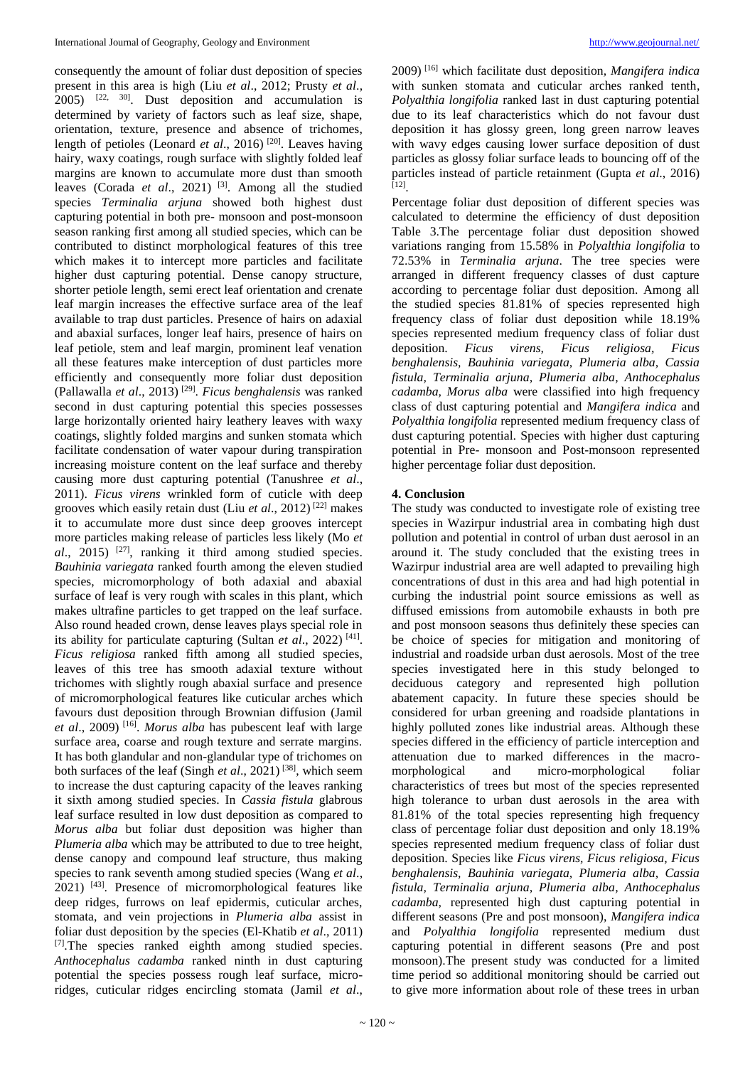consequently the amount of foliar dust deposition of species present in this area is high (Liu *et al*., 2012; Prusty *et al*., 2005) [22, 30]. Dust deposition and accumulation is determined by variety of factors such as leaf size, shape, orientation, texture, presence and absence of trichomes, length of petioles (Leonard *et al*., 2016) [20]. Leaves having hairy, waxy coatings, rough surface with slightly folded leaf margins are known to accumulate more dust than smooth leaves (Corada *et al*., 2021) [3]. Among all the studied species *Terminalia arjuna* showed both highest dust capturing potential in both pre- monsoon and post-monsoon season ranking first among all studied species, which can be contributed to distinct morphological features of this tree which makes it to intercept more particles and facilitate higher dust capturing potential. Dense canopy structure, shorter petiole length, semi erect leaf orientation and crenate leaf margin increases the effective surface area of the leaf available to trap dust particles. Presence of hairs on adaxial and abaxial surfaces, longer leaf hairs, presence of hairs on leaf petiole, stem and leaf margin, prominent leaf venation all these features make interception of dust particles more efficiently and consequently more foliar dust deposition (Pallawalla *et al*., 2013) [29]. *Ficus benghalensis* was ranked second in dust capturing potential this species possesses large horizontally oriented hairy leathery leaves with waxy coatings, slightly folded margins and sunken stomata which facilitate condensation of water vapour during transpiration increasing moisture content on the leaf surface and thereby causing more dust capturing potential (Tanushree *et al*., 2011). *Ficus virens* wrinkled form of cuticle with deep grooves which easily retain dust (Liu *et al*., 2012) [22] makes it to accumulate more dust since deep grooves intercept more particles making release of particles less likely (Mo *et al*., 2015) [27], ranking it third among studied species. *Bauhinia variegata* ranked fourth among the eleven studied species, micromorphology of both adaxial and abaxial surface of leaf is very rough with scales in this plant, which makes ultrafine particles to get trapped on the leaf surface. Also round headed crown, dense leaves plays special role in its ability for particulate capturing (Sultan *et al*., 2022) [41]. *Ficus religiosa* ranked fifth among all studied species, leaves of this tree has smooth adaxial texture without trichomes with slightly rough abaxial surface and presence of micromorphological features like cuticular arches which favours dust deposition through Brownian diffusion (Jamil *et al*., 2009) [16]. *Morus alba* has pubescent leaf with large surface area, coarse and rough texture and serrate margins. It has both glandular and non-glandular type of trichomes on both surfaces of the leaf (Singh *et al*., 2021) [38], which seem to increase the dust capturing capacity of the leaves ranking it sixth among studied species. In *Cassia fistula* glabrous leaf surface resulted in low dust deposition as compared to *Morus alba* but foliar dust deposition was higher than *Plumeria alba* which may be attributed to due to tree height, dense canopy and compound leaf structure, thus making species to rank seventh among studied species (Wang *et al*., 2021) [43]. Presence of micromorphological features like deep ridges, furrows on leaf epidermis, cuticular arches, stomata, and vein projections in *Plumeria alba* assist in foliar dust deposition by the species (El-Khatib *et al*., 2011) [7]. The species ranked eighth among studied species. *Anthocephalus cadamba* ranked ninth in dust capturing potential the species possess rough leaf surface, micro-ridges, cuticular ridges encircling stomata (Jamil *et al*., 2009) [16] which facilitate dust deposition, *Mangifera indica* with sunken stomata and cuticular arches ranked tenth, *Polyalthia longifolia* ranked last in dust capturing potential due to its leaf characteristics which do not favour dust deposition it has glossy green, long green narrow leaves with wavy edges causing lower surface deposition of dust particles as glossy foliar surface leads to bouncing off of the particles instead of particle retainment (Gupta *et al*., 2016) [12].

Percentage foliar dust deposition of different species was calculated to determine the efficiency of dust deposition Table 3.The percentage foliar dust deposition showed variations ranging from 15.58% in *Polyalthia longifolia* to 72.53% in *Terminalia arjuna*. The tree species were arranged in different frequency classes of dust capture according to percentage foliar dust deposition. Among all the studied species 81.81% of species represented high frequency class of foliar dust deposition while 18.19% species represented medium frequency class of foliar dust deposition. *Ficus virens, Ficus religiosa, Ficus benghalensis, Bauhinia variegata, Plumeria alba, Cassia fistula, Terminalia arjuna, Plumeria alba, Anthocephalus cadamba, Morus alba* were classified into high frequency class of dust capturing potential and *Mangifera indica* and *Polyalthia longifolia* represented medium frequency class of dust capturing potential. Species with higher dust capturing potential in Pre- monsoon and Post-monsoon represented higher percentage foliar dust deposition.

## 4. Conclusion

The study was conducted to investigate role of existing tree species in Wazirpur industrial area in combating high dust pollution and potential in control of urban dust aerosol in an around it. The study concluded that the existing trees in Wazirpur industrial area are well adapted to prevailing high concentrations of dust in this area and had high potential in curbing the industrial point source emissions as well as diffused emissions from automobile exhausts in both pre and post monsoon seasons thus definitely these species can be choice of species for mitigation and monitoring of industrial and roadside urban dust aerosols. Most of the tree species investigated here in this study belonged to deciduous category and represented high pollution abatement capacity. In future these species should be considered for urban greening and roadside plantations in highly polluted zones like industrial areas. Although these species differed in the efficiency of particle interception and attenuation due to marked differences in the macro-morphological and micro-morphological foliar characteristics of trees but most of the species represented high tolerance to urban dust aerosols in the area with 81.81% of the total species representing high frequency class of percentage foliar dust deposition and only 18.19% species represented medium frequency class of foliar dust deposition. Species like *Ficus virens, Ficus religiosa, Ficus benghalensis, Bauhinia variegata, Plumeria alba, Cassia fistula, Terminalia arjuna, Plumeria alba, Anthocephalus cadamba,* represented high dust capturing potential in different seasons (Pre and post monsoon), *Mangifera indica* and *Polyalthia longifolia* represented medium dust capturing potential in different seasons (Pre and post monsoon).The present study was conducted for a limited time period so additional monitoring should be carried out to give more information about role of these trees in urban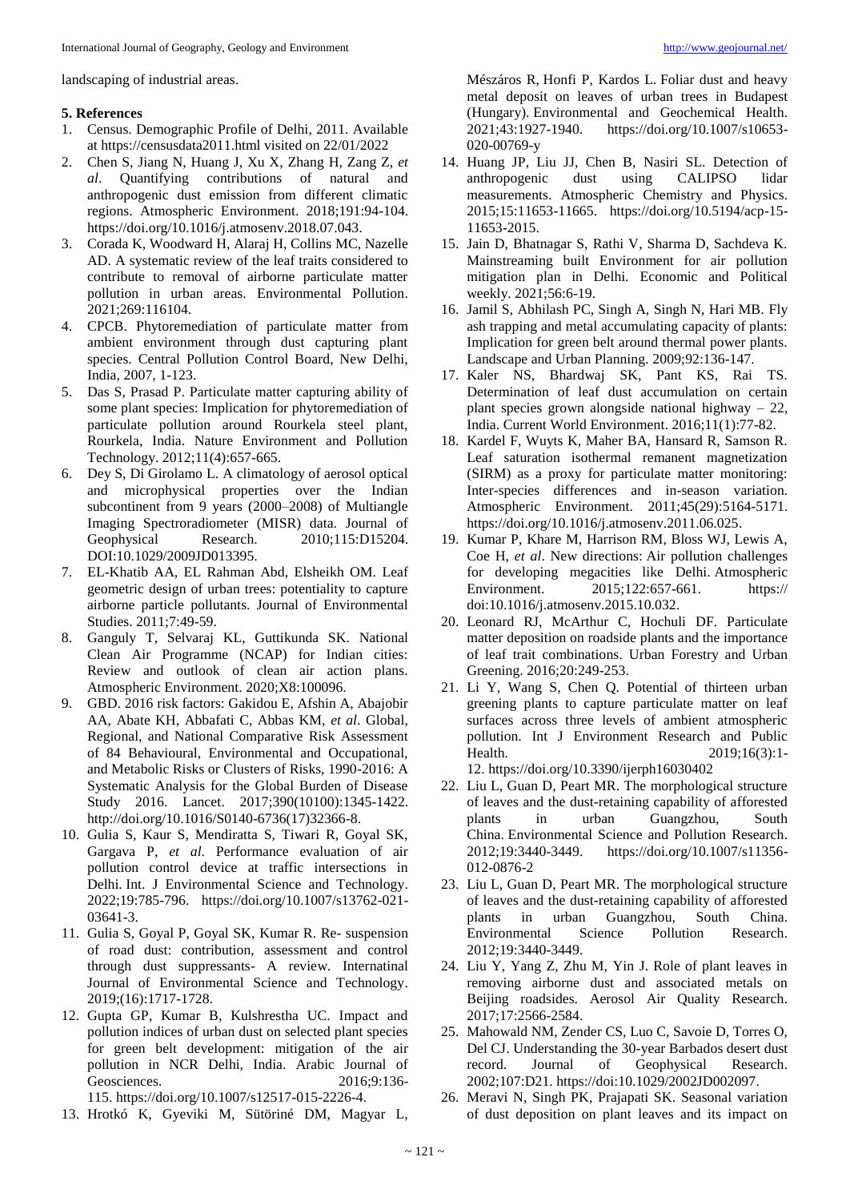landscaping of industrial areas.

## 5. References

1. Census. Demographic Profile of Delhi, 2011. Available at https://censusdata2011.html visited on 22/01/2022
2. Chen S, Jiang N, Huang J, Xu X, Zhang H, Zang Z, *et al*. Quantifying contributions of natural and anthropogenic dust emission from different climatic regions. Atmospheric Environment. 2018;191:94-104. https://doi.org/10.1016/j.atmosenv.2018.07.043.
3. Corada K, Woodward H, Alaraj H, Collins MC, Nazelle AD. A systematic review of the leaf traits considered to contribute to removal of airborne particulate matter pollution in urban areas. Environmental Pollution. 2021;269:116104.
4. CPCB. Phytoremediation of particulate matter from ambient environment through dust capturing plant species. Central Pollution Control Board, New Delhi, India, 2007, 1-123.
5. Das S, Prasad P. Particulate matter capturing ability of some plant species: Implication for phytoremediation of particulate pollution around Rourkela steel plant, Rourkela, India. Nature Environment and Pollution Technology. 2012;11(4):657-665.
6. Dey S, Di Girolamo L. A climatology of aerosol optical and microphysical properties over the Indian subcontinent from 9 years (2000–2008) of Multiangle Imaging Spectroradiometer (MISR) data. Journal of Geophysical Research. 2010;115:D15204. DOI:10.1029/2009JD013395.
7. EL-Khatib AA, EL Rahman Abd, Elsheikh OM. Leaf geometric design of urban trees: potentiality to capture airborne particle pollutants. Journal of Environmental Studies. 2011;7:49-59.
8. Ganguly T, Selvaraj KL, Guttikunda SK. National Clean Air Programme (NCAP) for Indian cities: Review and outlook of clean air action plans. Atmospheric Environment. 2020;X8:100096.
9. GBD. 2016 risk factors: Gakidou E, Afshin A, Abajobir AA, Abate KH, Abbafati C, Abbas KM, *et al*. Global, Regional, and National Comparative Risk Assessment of 84 Behavioural, Environmental and Occupational, and Metabolic Risks or Clusters of Risks, 1990-2016: A Systematic Analysis for the Global Burden of Disease Study 2016. Lancet. 2017;390(10100):1345-1422. http://doi.org/10.1016/S0140-6736(17)32366-8.
10. Gulia S, Kaur S, Mendiratta S, Tiwari R, Goyal SK, Gargava P, *et al*. Performance evaluation of air pollution control device at traffic intersections in Delhi. Int. J Environmental Science and Technology. 2022;19:785-796. https://doi.org/10.1007/s13762-021-03641-3.
11. Gulia S, Goyal P, Goyal SK, Kumar R. Re- suspension of road dust: contribution, assessment and control through dust suppressants- A review. Internatinal Journal of Environmental Science and Technology. 2019;(16):1717-1728.
12. Gupta GP, Kumar B, Kulshrestha UC. Impact and pollution indices of urban dust on selected plant species for green belt development: mitigation of the air pollution in NCR Delhi, India. Arabic Journal of Geosciences. 2016;9:136-115. https://doi.org/10.1007/s12517-015-2226-4.
13. Hrotkó K, Gyeviki M, Sütöriné DM, Magyar L, Mészáros R, Honfi P, Kardos L. Foliar dust and heavy metal deposit on leaves of urban trees in Budapest (Hungary). Environmental and Geochemical Health. 2021;43:1927-1940. https://doi.org/10.1007/s10653-020-00769-y
14. Huang JP, Liu JJ, Chen B, Nasiri SL. Detection of anthropogenic dust using CALIPSO lidar measurements. Atmospheric Chemistry and Physics. 2015;15:11653-11665. https://doi.org/10.5194/acp-15-11653-2015.
15. Jain D, Bhatnagar S, Rathi V, Sharma D, Sachdeva K. Mainstreaming built Environment for air pollution mitigation plan in Delhi. Economic and Political weekly. 2021;56:6-19.
16. Jamil S, Abhilash PC, Singh A, Singh N, Hari MB. Fly ash trapping and metal accumulating capacity of plants: Implication for green belt around thermal power plants. Landscape and Urban Planning. 2009;92:136-147.
17. Kaler NS, Bhardwaj SK, Pant KS, Rai TS. Determination of leaf dust accumulation on certain plant species grown alongside national highway – 22, India. Current World Environment. 2016;11(1):77-82.
18. Kardel F, Wuyts K, Maher BA, Hansard R, Samson R. Leaf saturation isothermal remanent magnetization (SIRM) as a proxy for particulate matter monitoring: Inter-species differences and in-season variation. Atmospheric Environment. 2011;45(29):5164-5171. https://doi.org/10.1016/j.atmosenv.2011.06.025.
19. Kumar P, Khare M, Harrison RM, Bloss WJ, Lewis A, Coe H, *et al*. New directions: Air pollution challenges for developing megacities like Delhi. Atmospheric Environment. 2015;122:657-661. https:// doi:10.1016/j.atmosenv.2015.10.032.
20. Leonard RJ, McArthur C, Hochuli DF. Particulate matter deposition on roadside plants and the importance of leaf trait combinations. Urban Forestry and Urban Greening. 2016;20:249-253.
21. Li Y, Wang S, Chen Q. Potential of thirteen urban greening plants to capture particulate matter on leaf surfaces across three levels of ambient atmospheric pollution. Int J Environment Research and Public Health. 2019;16(3):1-12. https://doi.org/10.3390/ijerph16030402
22. Liu L, Guan D, Peart MR. The morphological structure of leaves and the dust-retaining capability of afforested plants in urban Guangzhou, South China. Environmental Science and Pollution Research. 2012;19:3440-3449. https://doi.org/10.1007/s11356-012-0876-2
23. Liu L, Guan D, Peart MR. The morphological structure of leaves and the dust-retaining capability of afforested plants in urban Guangzhou, South China. Environmental Science Pollution Research. 2012;19:3440-3449.
24. Liu Y, Yang Z, Zhu M, Yin J. Role of plant leaves in removing airborne dust and associated metals on Beijing roadsides. Aerosol Air Quality Research. 2017;17:2566-2584.
25. Mahowald NM, Zender CS, Luo C, Savoie D, Torres O, Del CJ. Understanding the 30-year Barbados desert dust record. Journal of Geophysical Research. 2002;107:D21. https://doi:10.1029/2002JD002097.
26. Meravi N, Singh PK, Prajapati SK. Seasonal variation of dust deposition on plant leaves and its impact on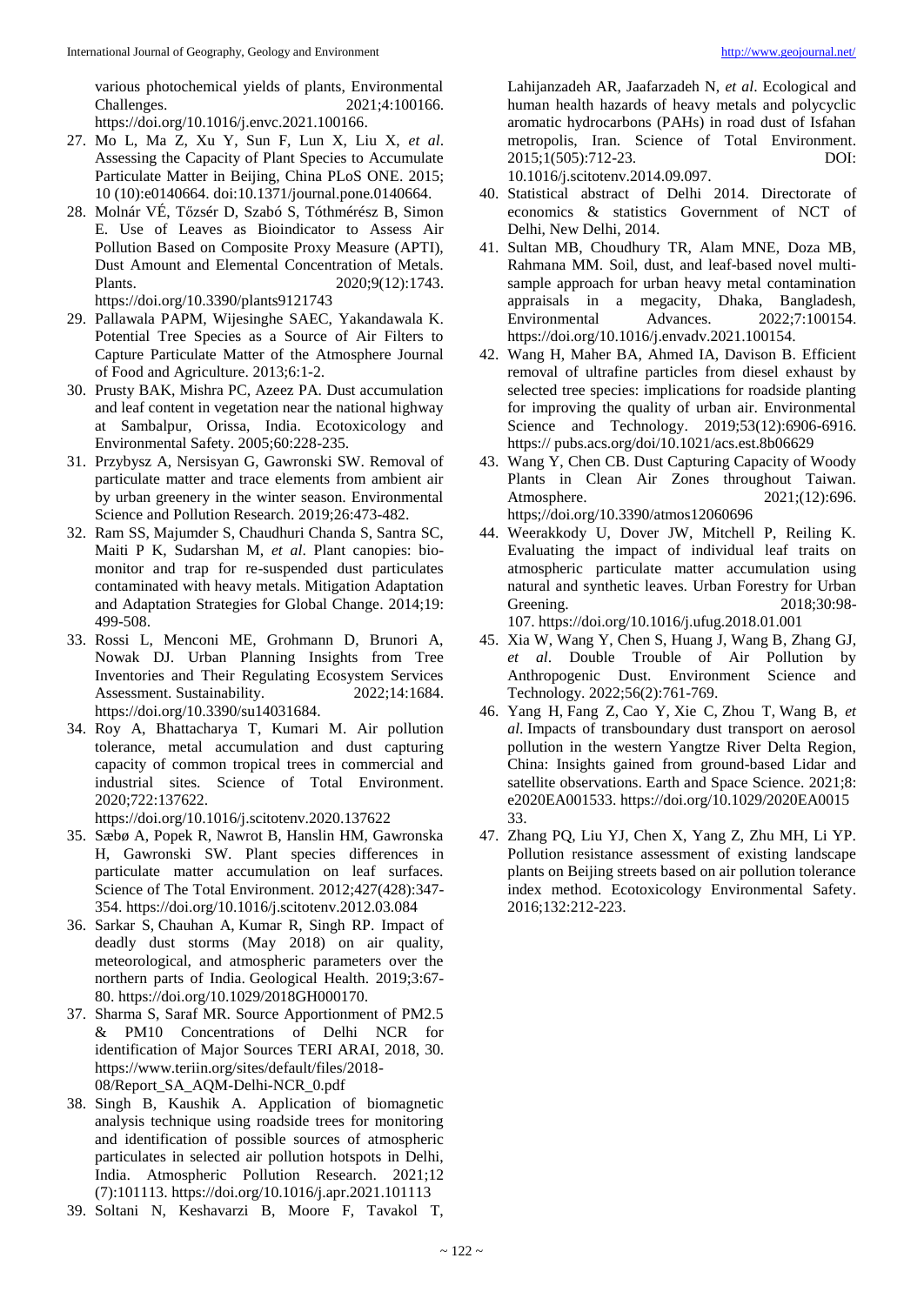various photochemical yields of plants, Environmental Challenges. 2021;4:100166. https://doi.org/10.1016/j.envc.2021.100166.

27. Mo L, Ma Z, Xu Y, Sun F, Lun X, Liu X, *et al*. Assessing the Capacity of Plant Species to Accumulate Particulate Matter in Beijing, China PLoS ONE. 2015; 10 (10):e0140664. doi:10.1371/journal.pone.0140664.
28. Molnár VÉ, Tőzsér D, Szabó S, Tóthmérész B, Simon E. Use of Leaves as Bioindicator to Assess Air Pollution Based on Composite Proxy Measure (APTI), Dust Amount and Elemental Concentration of Metals. Plants. 2020;9(12):1743. https://doi.org/10.3390/plants9121743
29. Pallawala PAPM, Wijesinghe SAEC, Yakandawala K. Potential Tree Species as a Source of Air Filters to Capture Particulate Matter of the Atmosphere Journal of Food and Agriculture. 2013;6:1-2.
30. Prusty BAK, Mishra PC, Azeez PA. Dust accumulation and leaf content in vegetation near the national highway at Sambalpur, Orissa, India. Ecotoxicology and Environmental Safety. 2005;60:228-235.
31. Przybysz A, Nersisyan G, Gawronski SW. Removal of particulate matter and trace elements from ambient air by urban greenery in the winter season. Environmental Science and Pollution Research. 2019;26:473-482.
32. Ram SS, Majumder S, Chaudhuri Chanda S, Santra SC, Maiti P K, Sudarshan M, *et al*. Plant canopies: bio-monitor and trap for re-suspended dust particulates contaminated with heavy metals. Mitigation Adaptation and Adaptation Strategies for Global Change. 2014;19: 499-508.
33. Rossi L, Menconi ME, Grohmann D, Brunori A, Nowak DJ. Urban Planning Insights from Tree Inventories and Their Regulating Ecosystem Services Assessment. Sustainability. 2022;14:1684. https://doi.org/10.3390/su14031684.
34. Roy A, Bhattacharya T, Kumari M. Air pollution tolerance, metal accumulation and dust capturing capacity of common tropical trees in commercial and industrial sites. Science of Total Environment. 2020;722:137622. https://doi.org/10.1016/j.scitotenv.2020.137622
35. Sæbø A, Popek R, Nawrot B, Hanslin HM, Gawronska H, Gawronski SW. Plant species differences in particulate matter accumulation on leaf surfaces. Science of The Total Environment. 2012;427(428):347-354. https://doi.org/10.1016/j.scitotenv.2012.03.084
36. Sarkar S, Chauhan A, Kumar R, Singh RP. Impact of deadly dust storms (May 2018) on air quality, meteorological, and atmospheric parameters over the northern parts of India. Geological Health. 2019;3:67-80. https://doi.org/10.1029/2018GH000170.
37. Sharma S, Saraf MR. Source Apportionment of PM2.5 & PM10 Concentrations of Delhi NCR for identification of Major Sources TERI ARAI, 2018, 30. https://www.teriin.org/sites/default/files/2018-08/Report_SA_AQM-Delhi-NCR_0.pdf
38. Singh B, Kaushik A. Application of biomagnetic analysis technique using roadside trees for monitoring and identification of possible sources of atmospheric particulates in selected air pollution hotspots in Delhi, India. Atmospheric Pollution Research. 2021;12 (7):101113. https://doi.org/10.1016/j.apr.2021.101113
39. Soltani N, Keshavarzi B, Moore F, Tavakol T, Lahijanzadeh AR, Jaafarzadeh N, *et al*. Ecological and human health hazards of heavy metals and polycyclic aromatic hydrocarbons (PAHs) in road dust of Isfahan metropolis, Iran. Science of Total Environment. 2015;1(505):712-23. DOI: 10.1016/j.scitotenv.2014.09.097.
40. Statistical abstract of Delhi 2014. Directorate of economics & statistics Government of NCT of Delhi, New Delhi, 2014.
41. Sultan MB, Choudhury TR, Alam MNE, Doza MB, Rahmana MM. Soil, dust, and leaf-based novel multi-sample approach for urban heavy metal contamination appraisals in a megacity, Dhaka, Bangladesh, Environmental Advances. 2022;7:100154. https://doi.org/10.1016/j.envadv.2021.100154.
42. Wang H, Maher BA, Ahmed IA, Davison B. Efficient removal of ultrafine particles from diesel exhaust by selected tree species: implications for roadside planting for improving the quality of urban air. Environmental Science and Technology. 2019;53(12):6906-6916. https:// pubs.acs.org/doi/10.1021/acs.est.8b06629
43. Wang Y, Chen CB. Dust Capturing Capacity of Woody Plants in Clean Air Zones throughout Taiwan. Atmosphere. 2021;(12):696. https;//doi.org/10.3390/atmos12060696
44. Weerakkody U, Dover JW, Mitchell P, Reiling K. Evaluating the impact of individual leaf traits on atmospheric particulate matter accumulation using natural and synthetic leaves. Urban Forestry for Urban Greening. 2018;30:98-107. https://doi.org/10.1016/j.ufug.2018.01.001
45. Xia W, Wang Y, Chen S, Huang J, Wang B, Zhang GJ, *et al*. Double Trouble of Air Pollution by Anthropogenic Dust. Environment Science and Technology. 2022;56(2):761-769.
46. Yang H, Fang Z, Cao Y, Xie C, Zhou T, Wang B, *et al*. Impacts of transboundary dust transport on aerosol pollution in the western Yangtze River Delta Region, China: Insights gained from ground-based Lidar and satellite observations. Earth and Space Science. 2021;8: e2020EA001533. https://doi.org/10.1029/2020EA001533.
47. Zhang PQ, Liu YJ, Chen X, Yang Z, Zhu MH, Li YP. Pollution resistance assessment of existing landscape plants on Beijing streets based on air pollution tolerance index method. Ecotoxicology Environmental Safety. 2016;132:212-223.